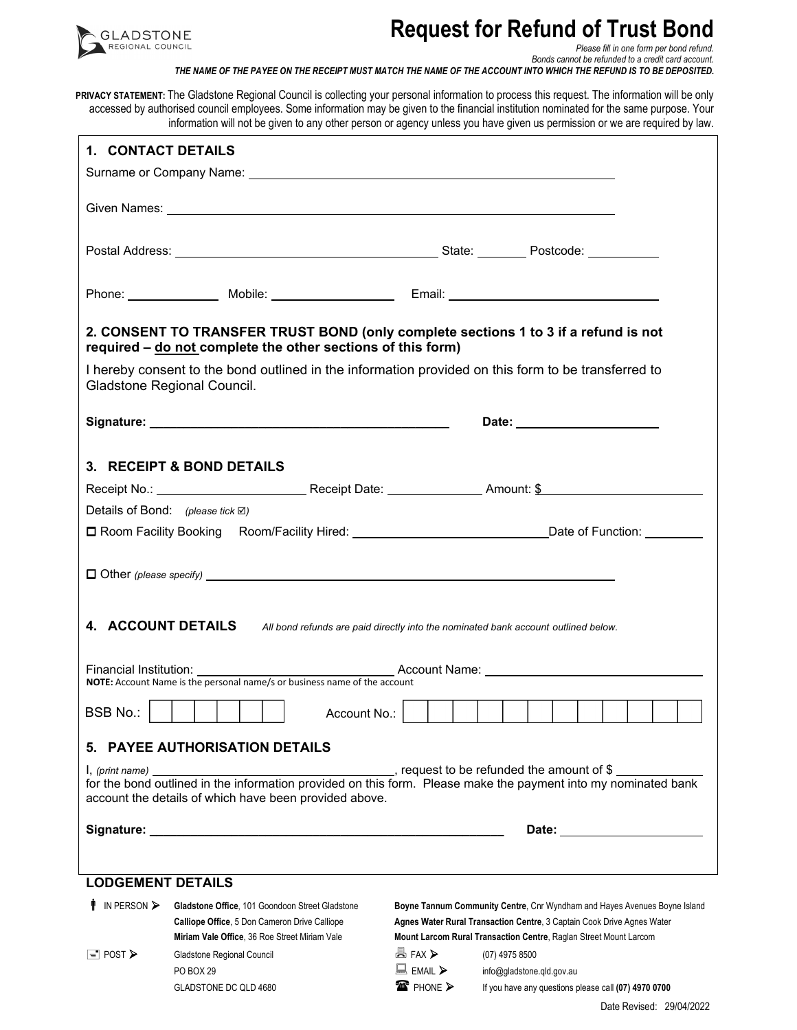GLADSTONE REGIONAL COUNCIL

# Request for Refund of Trust Bond

*Please fill in one form per bond refund.*
*Bonds cannot be refunded to a credit card account.*
***THE NAME OF THE PAYEE ON THE RECEIPT MUST MATCH THE NAME OF THE ACCOUNT INTO WHICH THE REFUND IS TO BE DEPOSITED.***

**PRIVACY STATEMENT:** The Gladstone Regional Council is collecting your personal information to process this request. The information will be only accessed by authorised council employees. Some information may be given to the financial institution nominated for the same purpose. Your information will not be given to any other person or agency unless you have given us permission or we are required by law.

## 1. CONTACT DETAILS

Surname or Company Name: ______________________________

Given Names: ______________________________

Postal Address: ______________________________ State: ________ Postcode: __________

Phone: ____________ Mobile: ______________ Email: ______________________

## 2. CONSENT TO TRANSFER TRUST BOND (only complete sections 1 to 3 if a refund is not required – do not complete the other sections of this form)

I hereby consent to the bond outlined in the information provided on this form to be transferred to Gladstone Regional Council.

**Signature:** ______________________________ **Date:** ________________

## 3. RECEIPT & BOND DETAILS

Receipt No.: ________________ Receipt Date: ____________ Amount: $ ________________

Details of Bond: *(please tick ☑)*

☐ Room Facility Booking Room/Facility Hired: ______________________ Date of Function: ________

☐ Other *(please specify)* ______________________________

## 4. ACCOUNT DETAILS

*All bond refunds are paid directly into the nominated bank account outlined below.*

Financial Institution: ______________________ Account Name: ______________________

**NOTE:** Account Name is the personal name/s or business name of the account

BSB No.: | | | | | | | Account No.: | | | | | | | | | | | | |

## 5. PAYEE AUTHORISATION DETAILS

I, *(print name)* ______________________________, request to be refunded the amount of $ __________ for the bond outlined in the information provided on this form. Please make the payment into my nominated bank account the details of which have been provided above.

**Signature:** ______________________________ **Date:** ________________

## LODGEMENT DETAILS

IN PERSON ➢
- **Gladstone Office**, 101 Goondoon Street Gladstone
- **Calliope Office**, 5 Don Cameron Drive Calliope
- **Miriam Vale Office**, 36 Roe Street Miriam Vale
- **Boyne Tannum Community Centre**, Cnr Wyndham and Hayes Avenues Boyne Island
- **Agnes Water Rural Transaction Centre**, 3 Captain Cook Drive Agnes Water
- **Mount Larcom Rural Transaction Centre**, Raglan Street Mount Larcom

POST ➢ Gladstone Regional Council
PO BOX 29
GLADSTONE DC QLD 4680

FAX ➢ (07) 4975 8500

EMAIL ➢ info@gladstone.qld.gov.au

PHONE ➢ If you have any questions please call **(07) 4970 0700**

Date Revised: 29/04/2022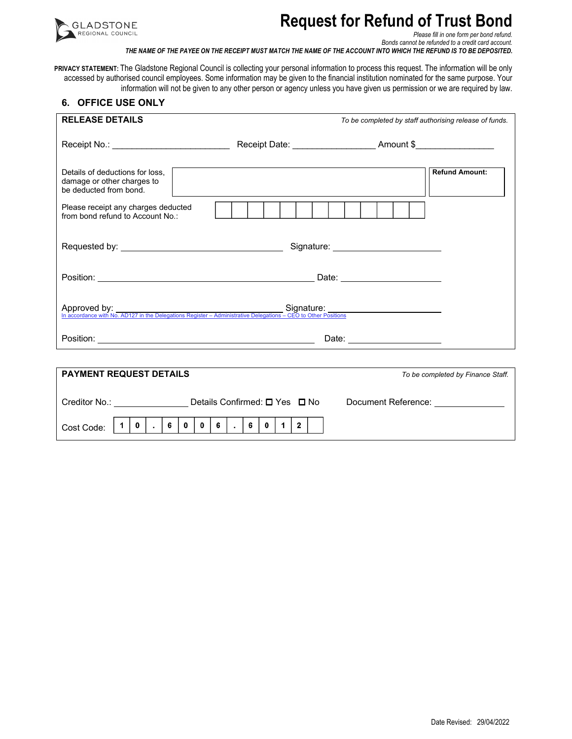# Request for Refund of Trust Bond

*Please fill in one form per bond refund.*
*Bonds cannot be refunded to a credit card account.*
***THE NAME OF THE PAYEE ON THE RECEIPT MUST MATCH THE NAME OF THE ACCOUNT INTO WHICH THE REFUND IS TO BE DEPOSITED.***

**PRIVACY STATEMENT:** The Gladstone Regional Council is collecting your personal information to process this request. The information will be only accessed by authorised council employees. Some information may be given to the financial institution nominated for the same purpose. Your information will not be given to any other person or agency unless you have given us permission or we are required by law.

## 6. OFFICE USE ONLY

**RELEASE DETAILS** — *To be completed by staff authorising release of funds.*

Receipt No.: ________________________ Receipt Date: ________________ Amount $________________

Details of deductions for loss, damage or other charges to be deducted from bond: ____________________

**Refund Amount:** ____________

Please receipt any charges deducted from bond refund to Account No.: | | | | | | | | | | | | | |

Requested by: ________________________________ Signature: ______________________

Position: ____________________________________________ Date: ____________________

Approved by: ________________________________ Signature: ______________________
In accordance with No. AD127 in the Delegations Register – Administrative Delegations – CEO to Other Positions

Position: ____________________________________________ Date: ____________________

**PAYMENT REQUEST DETAILS** — *To be completed by Finance Staff.*

Creditor No.: _______________ Details Confirmed: ☐ Yes ☐ No Document Reference: ______________

Cost Code: | 1 | 0 | . | 6 | 0 | 0 | 6 | . | 6 | 0 | 1 | 2 | |

Date Revised: 29/04/2022